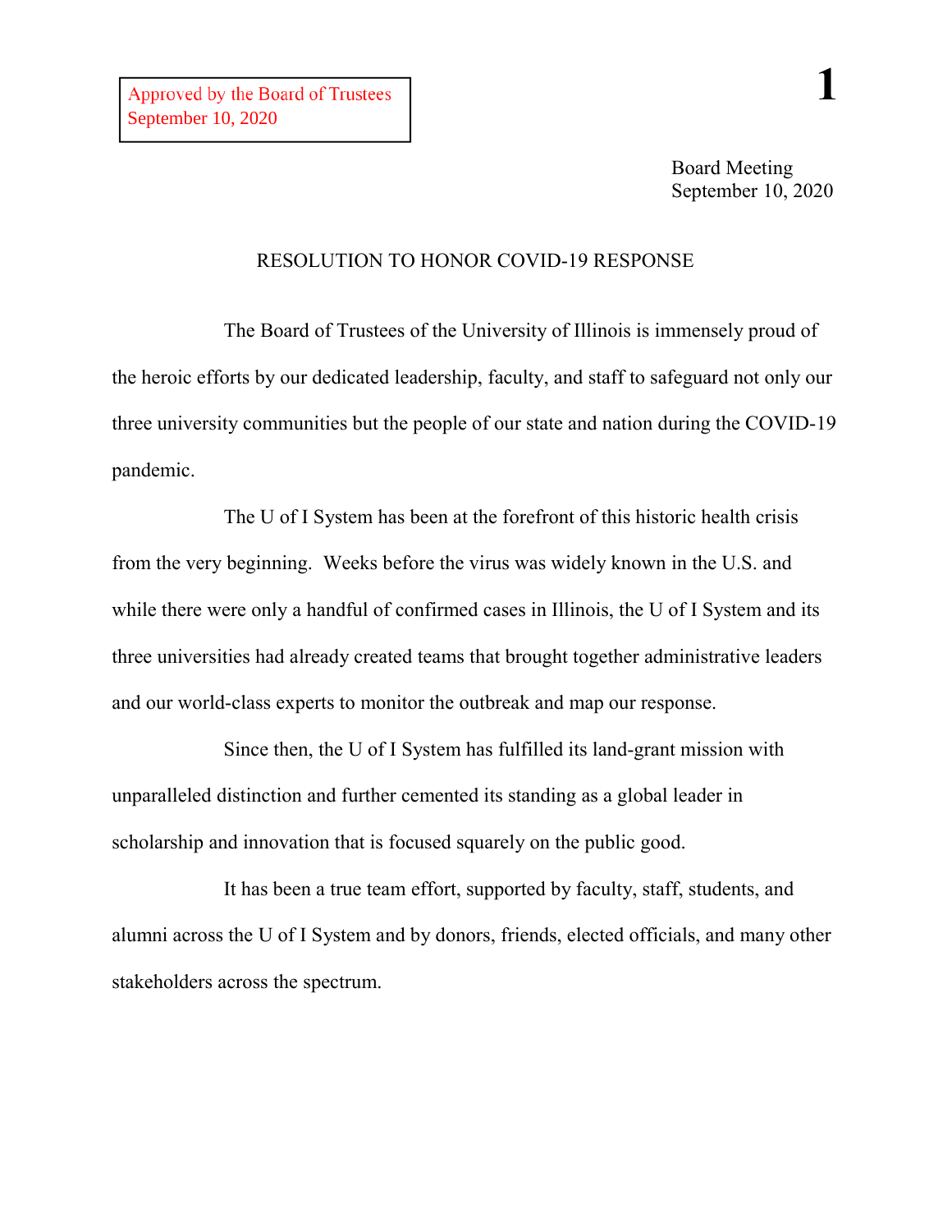Approved by the Board of Trustees
September 10, 2020

Board Meeting
September 10, 2020

# RESOLUTION TO HONOR COVID-19 RESPONSE

The Board of Trustees of the University of Illinois is immensely proud of the heroic efforts by our dedicated leadership, faculty, and staff to safeguard not only our three university communities but the people of our state and nation during the COVID-19 pandemic.

The U of I System has been at the forefront of this historic health crisis from the very beginning. Weeks before the virus was widely known in the U.S. and while there were only a handful of confirmed cases in Illinois, the U of I System and its three universities had already created teams that brought together administrative leaders and our world-class experts to monitor the outbreak and map our response.

Since then, the U of I System has fulfilled its land-grant mission with unparalleled distinction and further cemented its standing as a global leader in scholarship and innovation that is focused squarely on the public good.

It has been a true team effort, supported by faculty, staff, students, and alumni across the U of I System and by donors, friends, elected officials, and many other stakeholders across the spectrum.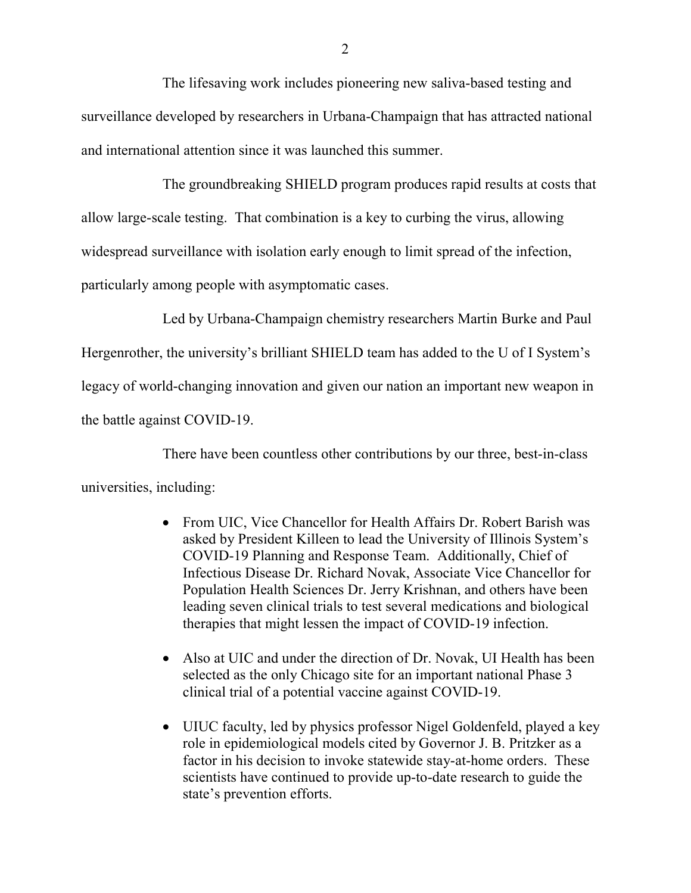The lifesaving work includes pioneering new saliva-based testing and surveillance developed by researchers in Urbana-Champaign that has attracted national and international attention since it was launched this summer.

The groundbreaking SHIELD program produces rapid results at costs that allow large-scale testing. That combination is a key to curbing the virus, allowing widespread surveillance with isolation early enough to limit spread of the infection, particularly among people with asymptomatic cases.

Led by Urbana-Champaign chemistry researchers Martin Burke and Paul Hergenrother, the university's brilliant SHIELD team has added to the U of I System's legacy of world-changing innovation and given our nation an important new weapon in the battle against COVID-19.

There have been countless other contributions by our three, best-in-class universities, including:

- From UIC, Vice Chancellor for Health Affairs Dr. Robert Barish was asked by President Killeen to lead the University of Illinois System's COVID-19 Planning and Response Team. Additionally, Chief of Infectious Disease Dr. Richard Novak, Associate Vice Chancellor for Population Health Sciences Dr. Jerry Krishnan, and others have been leading seven clinical trials to test several medications and biological therapies that might lessen the impact of COVID-19 infection.

- Also at UIC and under the direction of Dr. Novak, UI Health has been selected as the only Chicago site for an important national Phase 3 clinical trial of a potential vaccine against COVID-19.

- UIUC faculty, led by physics professor Nigel Goldenfeld, played a key role in epidemiological models cited by Governor J. B. Pritzker as a factor in his decision to invoke statewide stay-at-home orders. These scientists have continued to provide up-to-date research to guide the state's prevention efforts.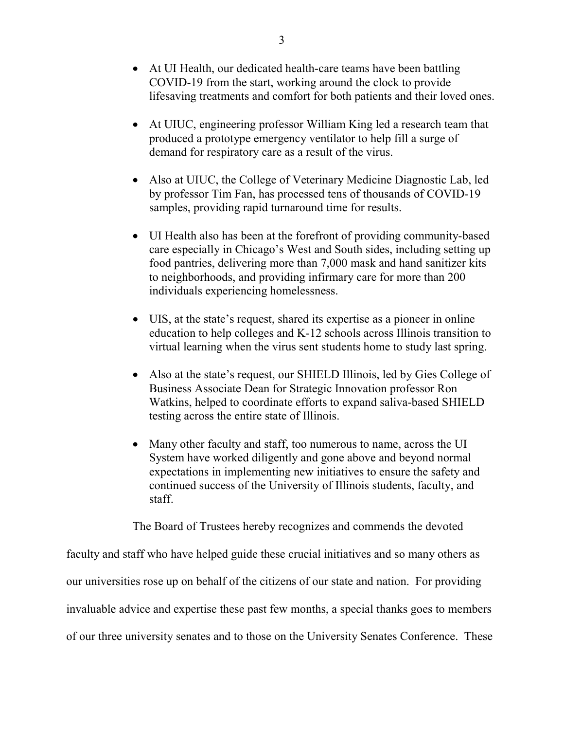- At UI Health, our dedicated health-care teams have been battling COVID-19 from the start, working around the clock to provide lifesaving treatments and comfort for both patients and their loved ones.

- At UIUC, engineering professor William King led a research team that produced a prototype emergency ventilator to help fill a surge of demand for respiratory care as a result of the virus.

- Also at UIUC, the College of Veterinary Medicine Diagnostic Lab, led by professor Tim Fan, has processed tens of thousands of COVID-19 samples, providing rapid turnaround time for results.

- UI Health also has been at the forefront of providing community-based care especially in Chicago's West and South sides, including setting up food pantries, delivering more than 7,000 mask and hand sanitizer kits to neighborhoods, and providing infirmary care for more than 200 individuals experiencing homelessness.

- UIS, at the state's request, shared its expertise as a pioneer in online education to help colleges and K-12 schools across Illinois transition to virtual learning when the virus sent students home to study last spring.

- Also at the state's request, our SHIELD Illinois, led by Gies College of Business Associate Dean for Strategic Innovation professor Ron Watkins, helped to coordinate efforts to expand saliva-based SHIELD testing across the entire state of Illinois.

- Many other faculty and staff, too numerous to name, across the UI System have worked diligently and gone above and beyond normal expectations in implementing new initiatives to ensure the safety and continued success of the University of Illinois students, faculty, and staff.

The Board of Trustees hereby recognizes and commends the devoted faculty and staff who have helped guide these crucial initiatives and so many others as our universities rose up on behalf of the citizens of our state and nation. For providing invaluable advice and expertise these past few months, a special thanks goes to members of our three university senates and to those on the University Senates Conference. These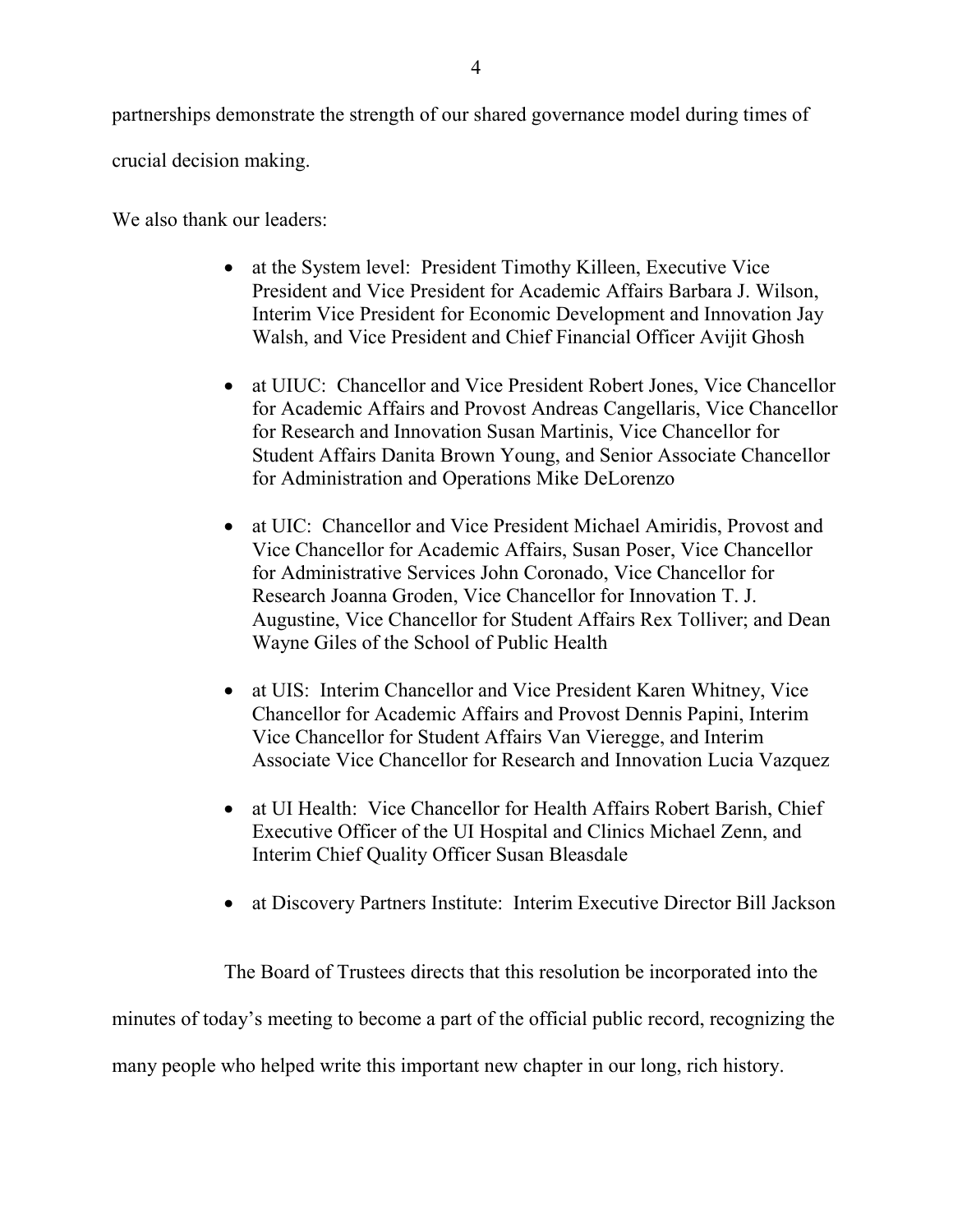partnerships demonstrate the strength of our shared governance model during times of crucial decision making.

We also thank our leaders:

- at the System level: President Timothy Killeen, Executive Vice President and Vice President for Academic Affairs Barbara J. Wilson, Interim Vice President for Economic Development and Innovation Jay Walsh, and Vice President and Chief Financial Officer Avijit Ghosh

- at UIUC: Chancellor and Vice President Robert Jones, Vice Chancellor for Academic Affairs and Provost Andreas Cangellaris, Vice Chancellor for Research and Innovation Susan Martinis, Vice Chancellor for Student Affairs Danita Brown Young, and Senior Associate Chancellor for Administration and Operations Mike DeLorenzo

- at UIC: Chancellor and Vice President Michael Amiridis, Provost and Vice Chancellor for Academic Affairs, Susan Poser, Vice Chancellor for Administrative Services John Coronado, Vice Chancellor for Research Joanna Groden, Vice Chancellor for Innovation T. J. Augustine, Vice Chancellor for Student Affairs Rex Tolliver; and Dean Wayne Giles of the School of Public Health

- at UIS: Interim Chancellor and Vice President Karen Whitney, Vice Chancellor for Academic Affairs and Provost Dennis Papini, Interim Vice Chancellor for Student Affairs Van Vieregge, and Interim Associate Vice Chancellor for Research and Innovation Lucia Vazquez

- at UI Health: Vice Chancellor for Health Affairs Robert Barish, Chief Executive Officer of the UI Hospital and Clinics Michael Zenn, and Interim Chief Quality Officer Susan Bleasdale

- at Discovery Partners Institute: Interim Executive Director Bill Jackson

The Board of Trustees directs that this resolution be incorporated into the minutes of today's meeting to become a part of the official public record, recognizing the many people who helped write this important new chapter in our long, rich history.